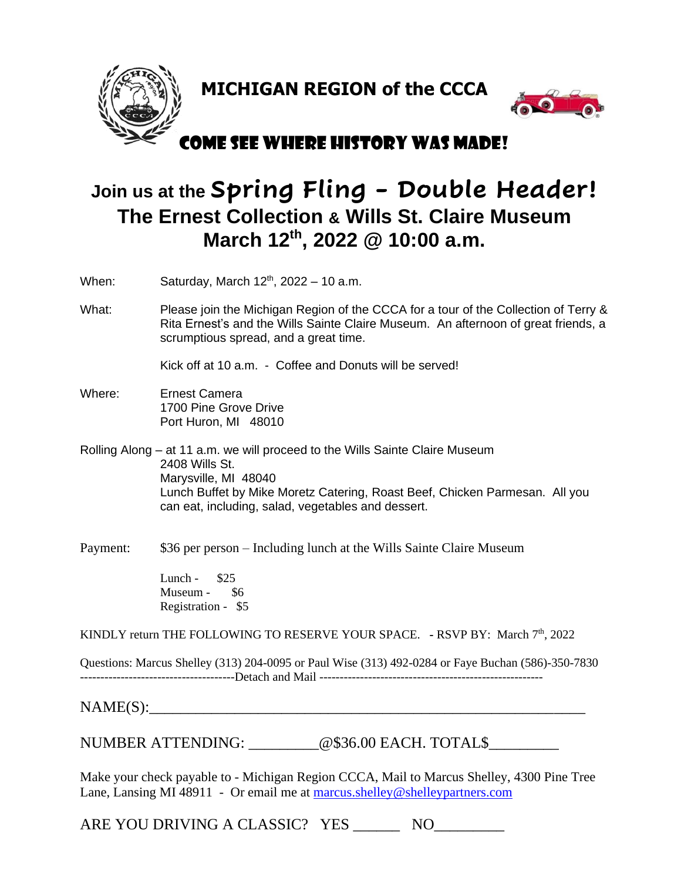# MICHIGAN REGION of the CCCA

## COME SEE WHERE HISTORY WAS MADE!

# Join us at the Spring Fling - Double Header!
# The Ernest Collection & Wills St. Claire Museum
# March 12th, 2022 @ 10:00 a.m.

When: Saturday, March 12th, 2022 – 10 a.m.

What: Please join the Michigan Region of the CCCA for a tour of the Collection of Terry & Rita Ernest's and the Wills Sainte Claire Museum. An afternoon of great friends, a scrumptious spread, and a great time.

Kick off at 10 a.m. - Coffee and Donuts will be served!

Where: Ernest Camera
1700 Pine Grove Drive
Port Huron, MI 48010

Rolling Along – at 11 a.m. we will proceed to the Wills Sainte Claire Museum
2408 Wills St.
Marysville, MI 48040
Lunch Buffet by Mike Moretz Catering, Roast Beef, Chicken Parmesan. All you can eat, including, salad, vegetables and dessert.

Payment: $36 per person – Including lunch at the Wills Sainte Claire Museum

Lunch - $25
Museum - $6
Registration - $5

KINDLY return THE FOLLOWING TO RESERVE YOUR SPACE. - RSVP BY: March 7th, 2022

Questions: Marcus Shelley (313) 204-0095 or Paul Wise (313) 492-0284 or Faye Buchan (586)-350-7830

--------------------------------------Detach and Mail --------------------------------------------------------

NAME(S):____________________________________________________________

NUMBER ATTENDING: _________@$36.00 EACH. TOTAL$_________

Make your check payable to - Michigan Region CCCA, Mail to Marcus Shelley, 4300 Pine Tree Lane, Lansing MI 48911 - Or email me at marcus.shelley@shelleypartners.com

ARE YOU DRIVING A CLASSIC? YES ______ NO_________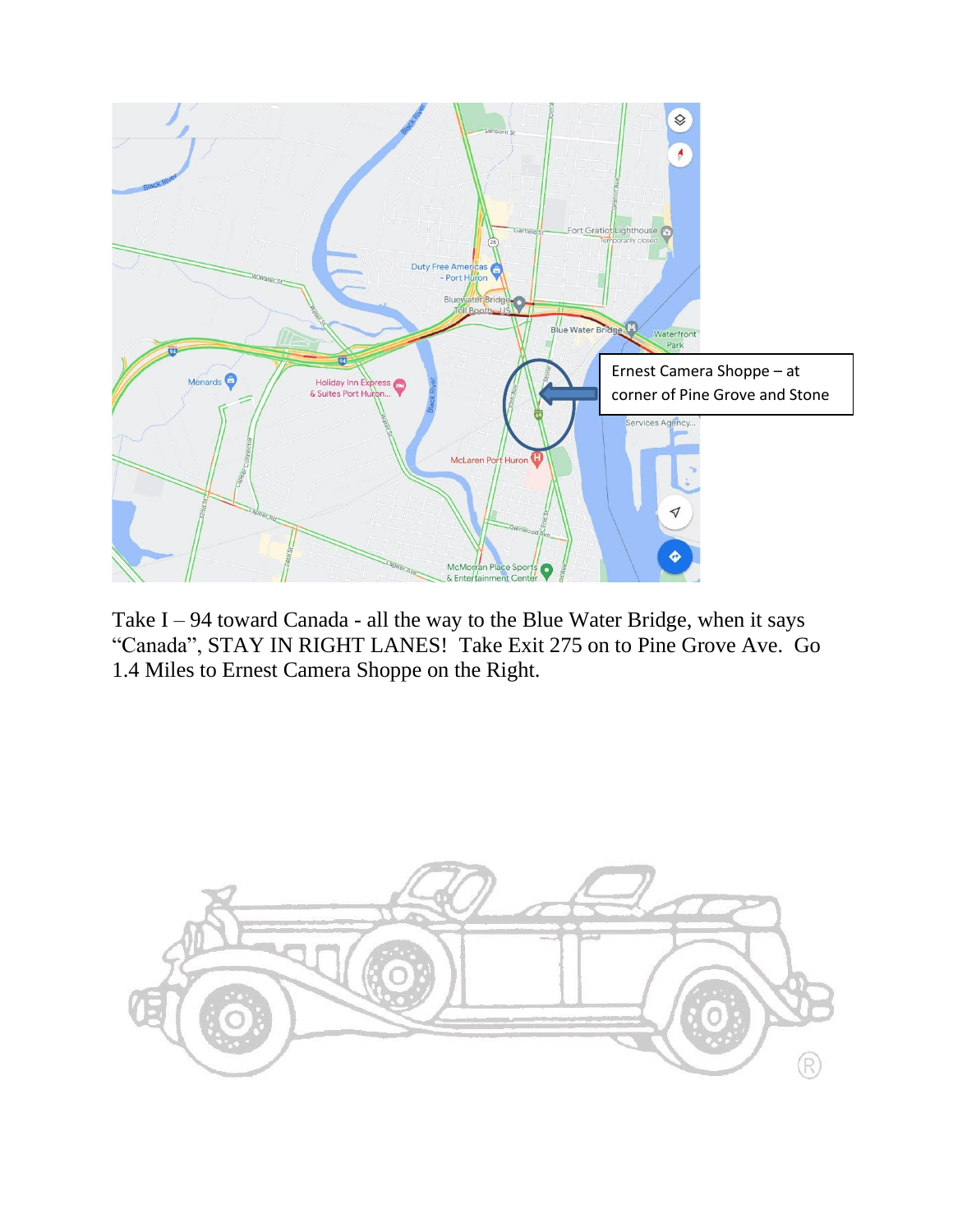Ernest Camera Shoppe – at corner of Pine Grove and Stone

Take I – 94 toward Canada - all the way to the Blue Water Bridge, when it says "Canada", STAY IN RIGHT LANES! Take Exit 275 on to Pine Grove Ave. Go 1.4 Miles to Ernest Camera Shoppe on the Right.